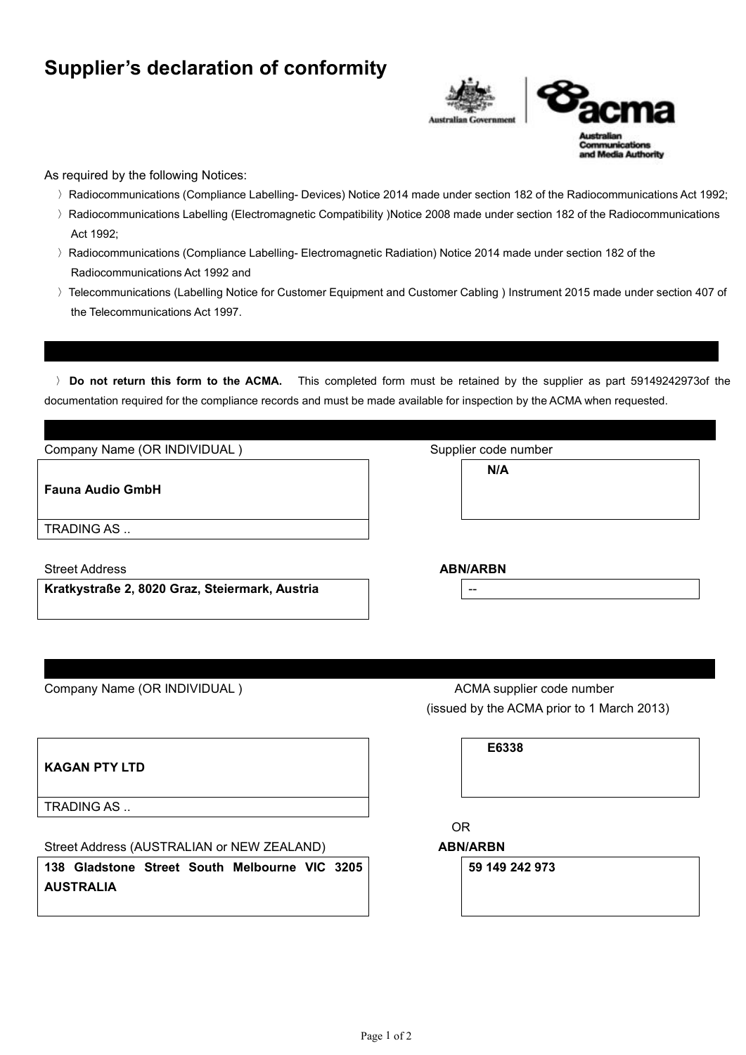# Supplier's declaration of conformity

Australian Government | acma Australian Communications and Media Authority

As required by the following Notices:

- 〉Radiocommunications (Compliance Labelling- Devices) Notice 2014 made under section 182 of the Radiocommunications Act 1992;
- 〉Radiocommunications Labelling (Electromagnetic Compatibility )Notice 2008 made under section 182 of the Radiocommunications Act 1992;
- 〉Radiocommunications (Compliance Labelling- Electromagnetic Radiation) Notice 2014 made under section 182 of the Radiocommunications Act 1992 and
- 〉Telecommunications (Labelling Notice for Customer Equipment and Customer Cabling ) Instrument 2015 made under section 407 of the Telecommunications Act 1997.

〉**Do not return this form to the ACMA.** This completed form must be retained by the supplier as part 59149242973of the documentation required for the compliance records and must be made available for inspection by the ACMA when requested.

| Company Name (OR INDIVIDUAL ) | Supplier code number |
|---|---|
| **Fauna Audio GmbH** | **N/A** |
| TRADING AS .. | |
| Street Address | **ABN/ARBN** |
| **Kratkystraße 2, 8020 Graz, Steiermark, Austria** | -- |

| Company Name (OR INDIVIDUAL ) | ACMA supplier code number (issued by the ACMA prior to 1 March 2013) |
|---|---|
| **KAGAN PTY LTD** | **E6338** |
| TRADING AS .. | OR |
| Street Address (AUSTRALIAN or NEW ZEALAND) | **ABN/ARBN** |
| **138 Gladstone Street South Melbourne VIC 3205 AUSTRALIA** | **59 149 242 973** |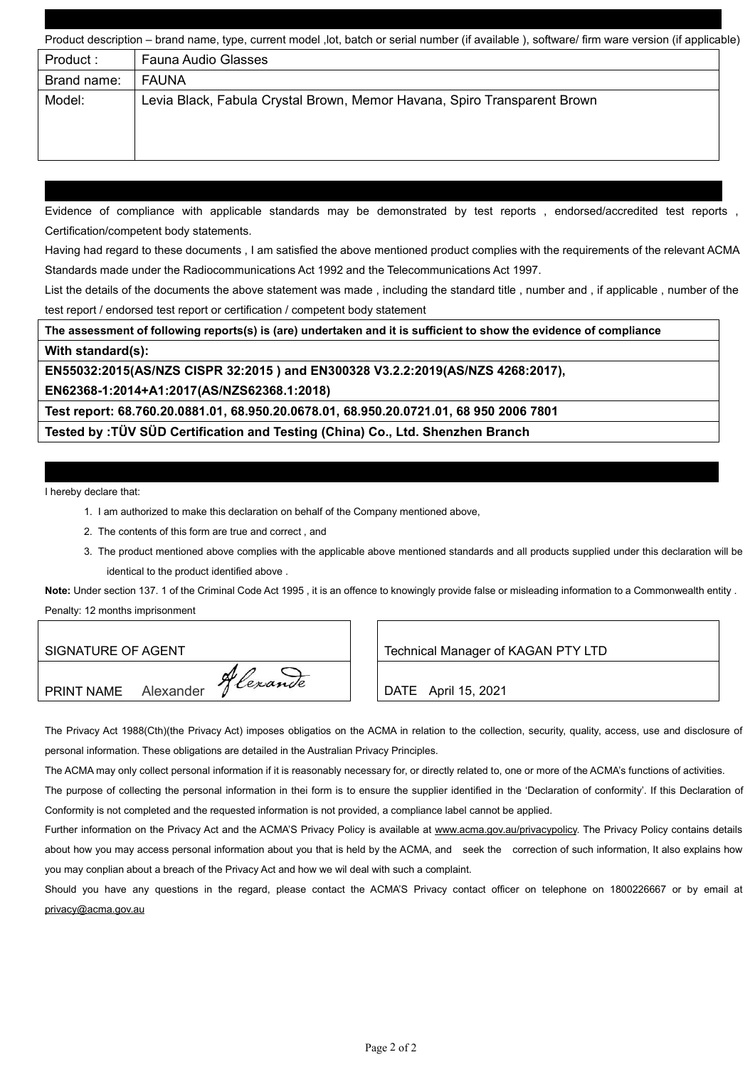Product description – brand name, type, current model ,lot, batch or serial number (if available ), software/ firm ware version (if applicable)

| | |
|---|---|
| Product : | Fauna Audio Glasses |
| Brand name: | FAUNA |
| Model: | Levia Black, Fabula Crystal Brown, Memor Havana, Spiro Transparent Brown |

Evidence of compliance with applicable standards may be demonstrated by test reports , endorsed/accredited test reports , Certification/competent body statements.

Having had regard to these documents , I am satisfied the above mentioned product complies with the requirements of the relevant ACMA Standards made under the Radiocommunications Act 1992 and the Telecommunications Act 1997.

List the details of the documents the above statement was made , including the standard title , number and , if applicable , number of the test report / endorsed test report or certification / competent body statement

| |
|---|
| **The assessment of following reports(s) is (are) undertaken and it is sufficient to show the evidence of compliance** |
| **With standard(s):** |
| **EN55032:2015(AS/NZS CISPR 32:2015 ) and EN300328 V3.2.2:2019(AS/NZS 4268:2017), EN62368-1:2014+A1:2017(AS/NZS62368.1:2018)** |
| **Test report: 68.760.20.0881.01, 68.950.20.0678.01, 68.950.20.0721.01, 68 950 2006 7801** |
| **Tested by :TÜV SÜD Certification and Testing (China) Co., Ltd. Shenzhen Branch** |

I hereby declare that:

1. I am authorized to make this declaration on behalf of the Company mentioned above,
2. The contents of this form are true and correct , and
3. The product mentioned above complies with the applicable above mentioned standards and all products supplied under this declaration will be identical to the product identified above .

**Note:** Under section 137. 1 of the Criminal Code Act 1995 , it is an offence to knowingly provide false or misleading information to a Commonwealth entity . Penalty: 12 months imprisonment

| | |
|---|---|
| SIGNATURE OF AGENT | Technical Manager of KAGAN PTY LTD |
| PRINT NAME Alexander Alexande | DATE April 15, 2021 |

The Privacy Act 1988(Cth)(the Privacy Act) imposes obligatios on the ACMA in relation to the collection, security, quality, access, use and disclosure of personal information. These obligations are detailed in the Australian Privacy Principles.

The ACMA may only collect personal information if it is reasonably necessary for, or directly related to, one or more of the ACMA's functions of activities.

The purpose of collecting the personal information in thei form is to ensure the supplier identified in the 'Declaration of conformity'. If this Declaration of Conformity is not completed and the requested information is not provided, a compliance label cannot be applied.

Further information on the Privacy Act and the ACMA'S Privacy Policy is available at www.acma.gov.au/privacypolicy. The Privacy Policy contains details about how you may access personal information about you that is held by the ACMA, and seek the correction of such information, It also explains how you may conplian about a breach of the Privacy Act and how we wil deal with such a complaint.

Should you have any questions in the regard, please contact the ACMA'S Privacy contact officer on telephone on 1800226667 or by email at privacy@acma.gov.au